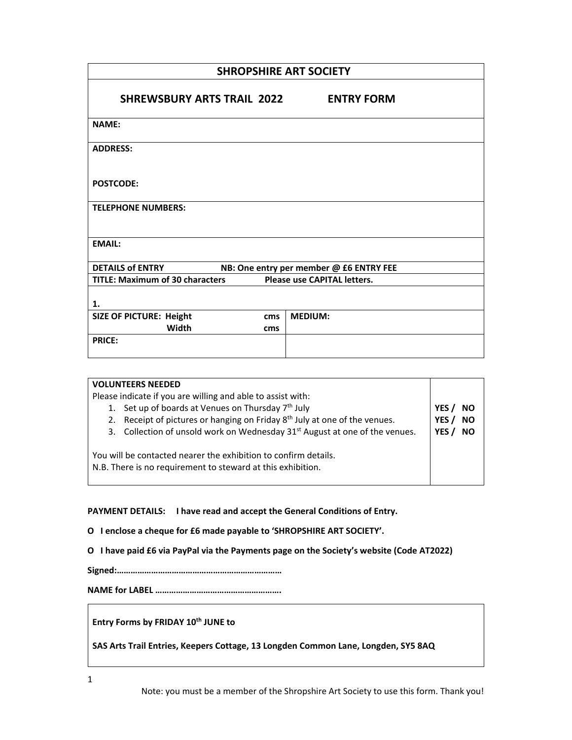| SHROPSHIRE ART SOCIETY | |
|---|---|
| **SHREWSBURY ARTS TRAIL 2022 ENTRY FORM** | |
| **NAME:** | |
| **ADDRESS:**<br><br>**POSTCODE:** | |
| **TELEPHONE NUMBERS:** | |
| **EMAIL:** | |
| **DETAILS of ENTRY** NB: One entry per member @ £6 ENTRY FEE | |
| **TITLE: Maximum of 30 characters** Please use CAPITAL letters. | |
| **1.** | |
| **SIZE OF PICTURE: Height** cms<br>**Width** cms | **MEDIUM:** |
| **PRICE:** | |

| VOLUNTEERS NEEDED | |
|---|---|
| Please indicate if you are willing and able to assist with:<br>1. Set up of boards at Venues on Thursday 7th July<br>2. Receipt of pictures or hanging on Friday 8th July at one of the venues.<br>3. Collection of unsold work on Wednesday 31st August at one of the venues.<br><br>You will be contacted nearer the exhibition to confirm details.<br>N.B. There is no requirement to steward at this exhibition. | <br>**YES / NO**<br>**YES / NO**<br>**YES / NO** |

**PAYMENT DETAILS: I have read and accept the General Conditions of Entry.**

**O I enclose a cheque for £6 made payable to 'SHROPSHIRE ART SOCIETY'.**

**O I have paid £6 via PayPal via the Payments page on the Society's website (Code AT2022)**

**Signed:………………………………………………………………**

**NAME for LABEL ……………………………………………….**

**Entry Forms by FRIDAY 10th JUNE to**

**SAS Arts Trail Entries, Keepers Cottage, 13 Longden Common Lane, Longden, SY5 8AQ**

Note: you must be a member of the Shropshire Art Society to use this form. Thank you!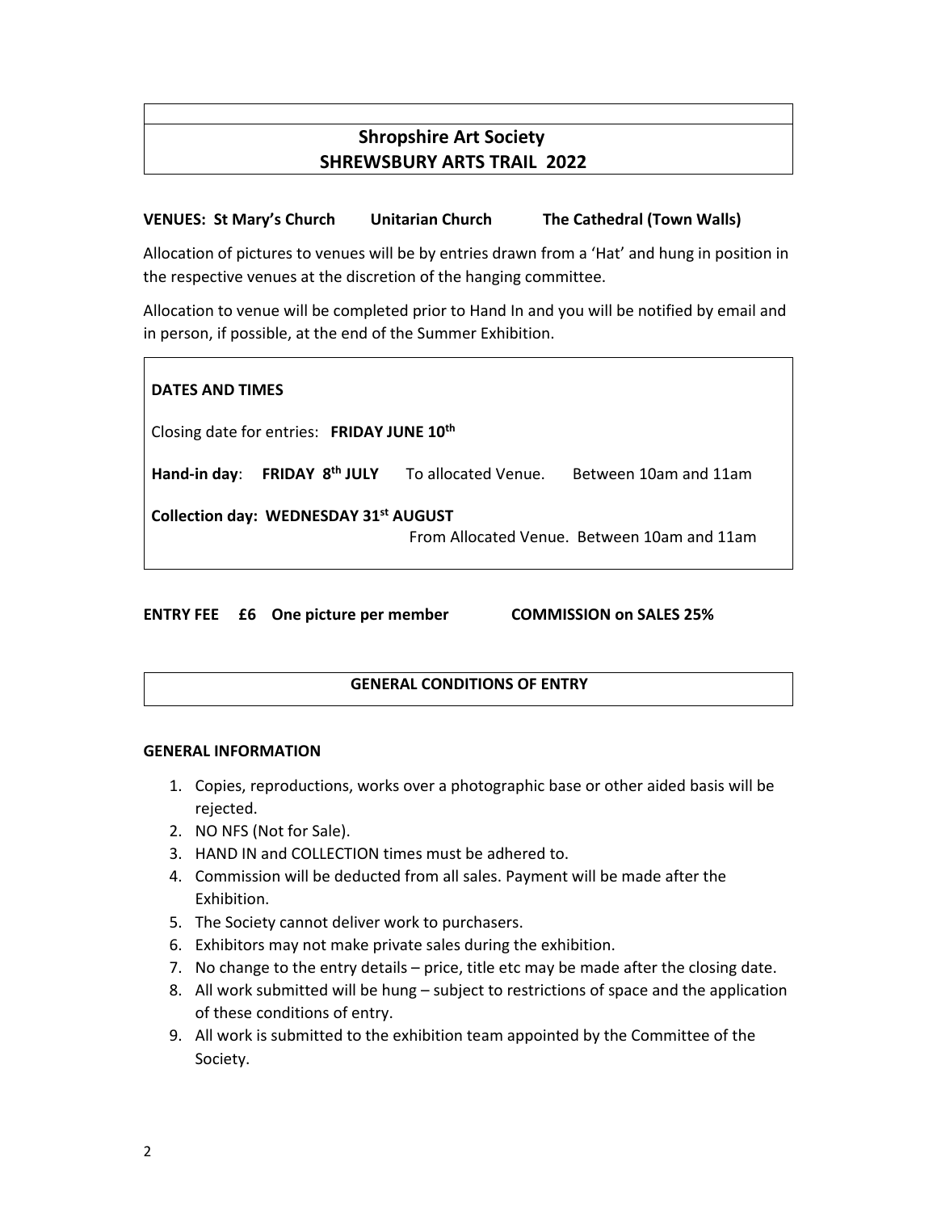# Shropshire Art Society
# SHREWSBURY ARTS TRAIL 2022

**VENUES: St Mary's Church Unitarian Church The Cathedral (Town Walls)**

Allocation of pictures to venues will be by entries drawn from a 'Hat' and hung in position in the respective venues at the discretion of the hanging committee.

Allocation to venue will be completed prior to Hand In and you will be notified by email and in person, if possible, at the end of the Summer Exhibition.

**DATES AND TIMES**

Closing date for entries: **FRIDAY JUNE 10th**

**Hand-in day**: **FRIDAY 8th JULY** To allocated Venue. Between 10am and 11am

**Collection day: WEDNESDAY 31st AUGUST**
From Allocated Venue. Between 10am and 11am

**ENTRY FEE £6 One picture per member COMMISSION on SALES 25%**

## GENERAL CONDITIONS OF ENTRY

**GENERAL INFORMATION**

1. Copies, reproductions, works over a photographic base or other aided basis will be rejected.
2. NO NFS (Not for Sale).
3. HAND IN and COLLECTION times must be adhered to.
4. Commission will be deducted from all sales. Payment will be made after the Exhibition.
5. The Society cannot deliver work to purchasers.
6. Exhibitors may not make private sales during the exhibition.
7. No change to the entry details – price, title etc may be made after the closing date.
8. All work submitted will be hung – subject to restrictions of space and the application of these conditions of entry.
9. All work is submitted to the exhibition team appointed by the Committee of the Society.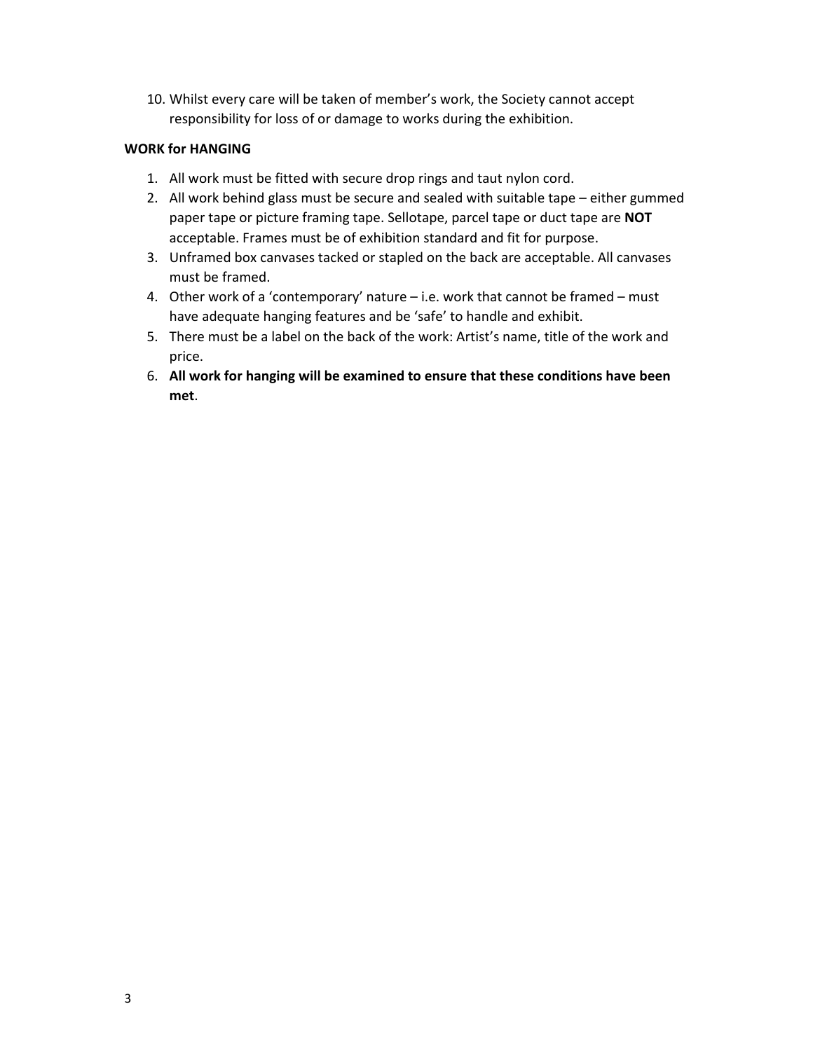10. Whilst every care will be taken of member's work, the Society cannot accept responsibility for loss of or damage to works during the exhibition.

**WORK for HANGING**

1. All work must be fitted with secure drop rings and taut nylon cord.
2. All work behind glass must be secure and sealed with suitable tape – either gummed paper tape or picture framing tape. Sellotape, parcel tape or duct tape are **NOT** acceptable. Frames must be of exhibition standard and fit for purpose.
3. Unframed box canvases tacked or stapled on the back are acceptable. All canvases must be framed.
4. Other work of a 'contemporary' nature – i.e. work that cannot be framed – must have adequate hanging features and be 'safe' to handle and exhibit.
5. There must be a label on the back of the work: Artist's name, title of the work and price.
6. **All work for hanging will be examined to ensure that these conditions have been met**.